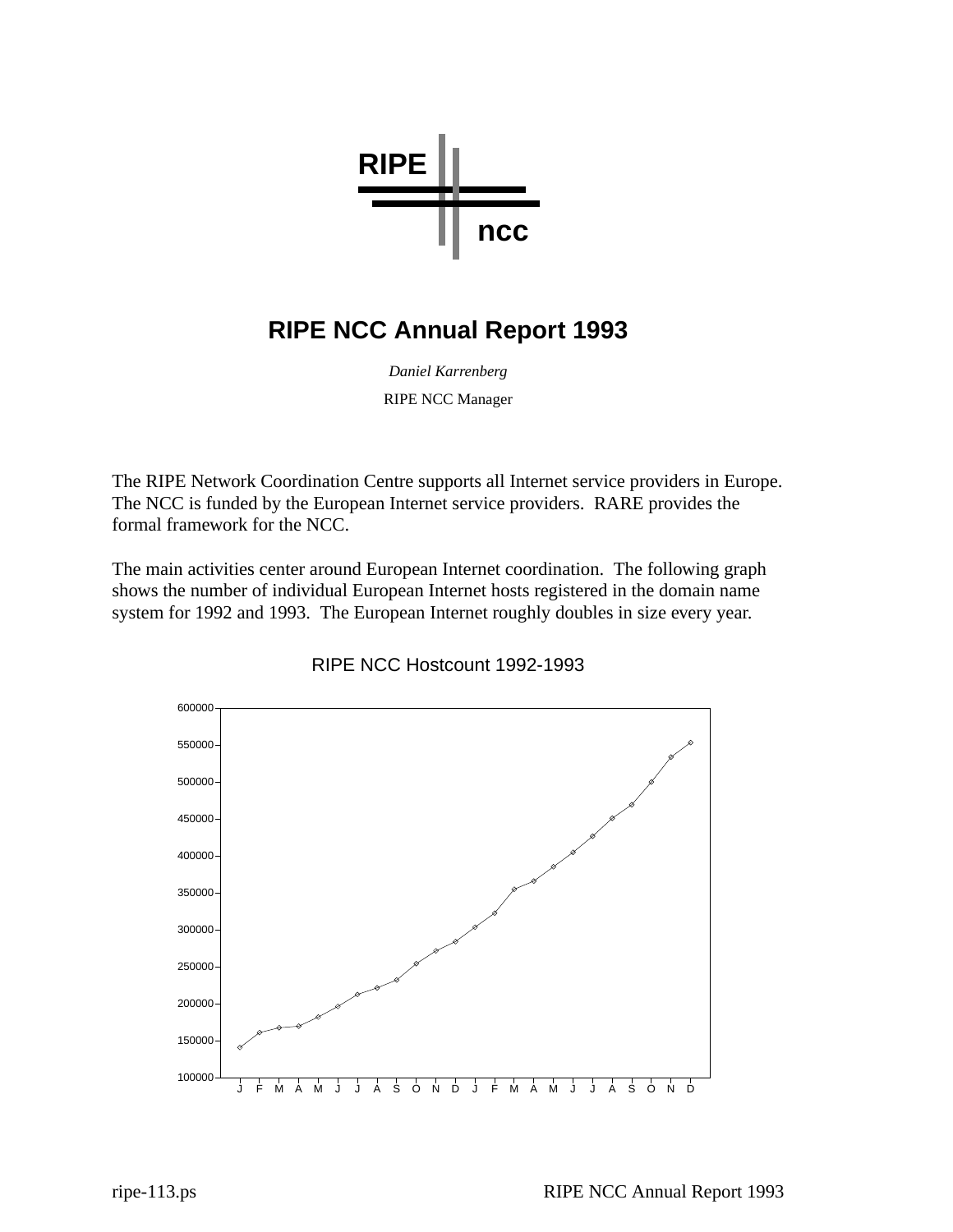RIPE

ncc

# RIPE NCC Annual Report 1993

*Daniel Karrenberg*

RIPE NCC Manager

The RIPE Network Coordination Centre supports all Internet service providers in Europe. The NCC is funded by the European Internet service providers. RARE provides the formal framework for the NCC.

The main activities center around European Internet coordination. The following graph shows the number of individual European Internet hosts registered in the domain name system for 1992 and 1993. The European Internet roughly doubles in size every year.

RIPE NCC Hostcount 1992-1993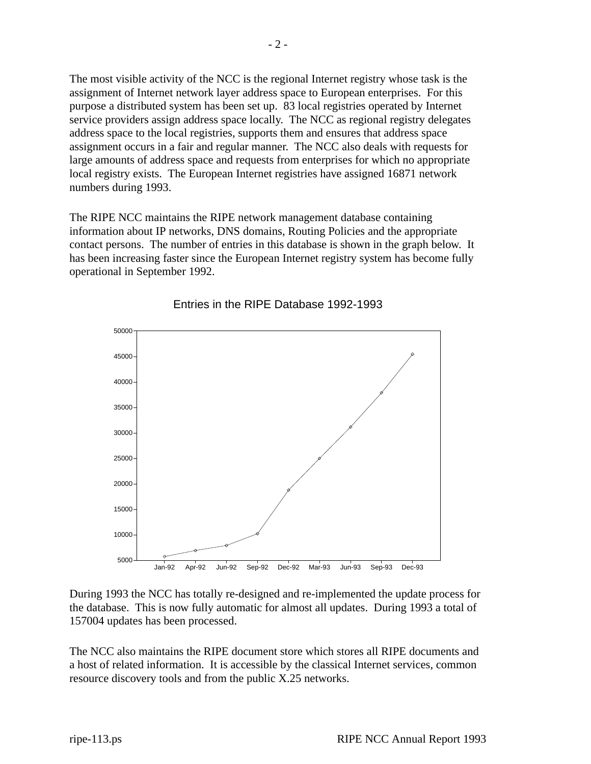The most visible activity of the NCC is the regional Internet registry whose task is the assignment of Internet network layer address space to European enterprises. For this purpose a distributed system has been set up. 83 local registries operated by Internet service providers assign address space locally. The NCC as regional registry delegates address space to the local registries, supports them and ensures that address space assignment occurs in a fair and regular manner. The NCC also deals with requests for large amounts of address space and requests from enterprises for which no appropriate local registry exists. The European Internet registries have assigned 16871 network numbers during 1993.

The RIPE NCC maintains the RIPE network management database containing information about IP networks, DNS domains, Routing Policies and the appropriate contact persons. The number of entries in this database is shown in the graph below. It has been increasing faster since the European Internet registry system has become fully operational in September 1992.

Entries in the RIPE Database 1992-1993

During 1993 the NCC has totally re-designed and re-implemented the update process for the database. This is now fully automatic for almost all updates. During 1993 a total of 157004 updates has been processed.

The NCC also maintains the RIPE document store which stores all RIPE documents and a host of related information. It is accessible by the classical Internet services, common resource discovery tools and from the public X.25 networks.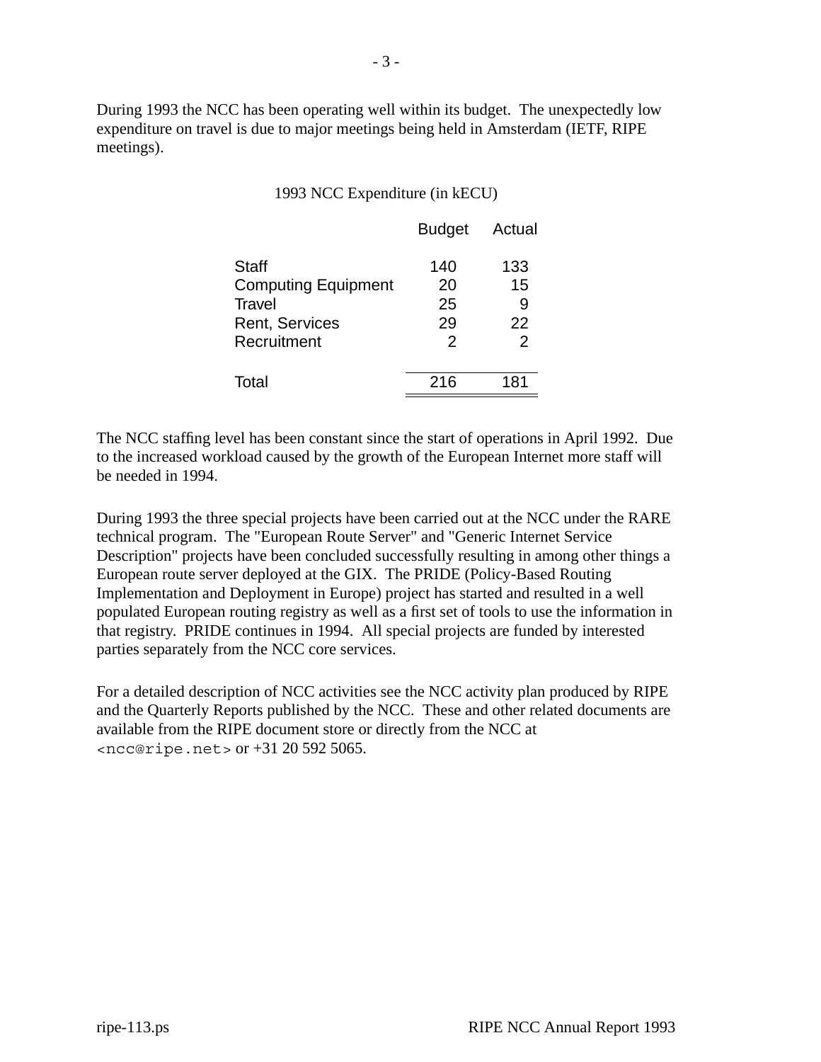During 1993 the NCC has been operating well within its budget. The unexpectedly low expenditure on travel is due to major meetings being held in Amsterdam (IETF, RIPE meetings).

1993 NCC Expenditure (in kECU)

| | Budget | Actual |
|---|---|---|
| Staff | 140 | 133 |
| Computing Equipment | 20 | 15 |
| Travel | 25 | 9 |
| Rent, Services | 29 | 22 |
| Recruitment | 2 | 2 |
| Total | 216 | 181 |

The NCC staffing level has been constant since the start of operations in April 1992. Due to the increased workload caused by the growth of the European Internet more staff will be needed in 1994.

During 1993 the three special projects have been carried out at the NCC under the RARE technical program. The "European Route Server" and "Generic Internet Service Description" projects have been concluded successfully resulting in among other things a European route server deployed at the GIX. The PRIDE (Policy-Based Routing Implementation and Deployment in Europe) project has started and resulted in a well populated European routing registry as well as a first set of tools to use the information in that registry. PRIDE continues in 1994. All special projects are funded by interested parties separately from the NCC core services.

For a detailed description of NCC activities see the NCC activity plan produced by RIPE and the Quarterly Reports published by the NCC. These and other related documents are available from the RIPE document store or directly from the NCC at `<ncc@ripe.net>` or +31 20 592 5065.